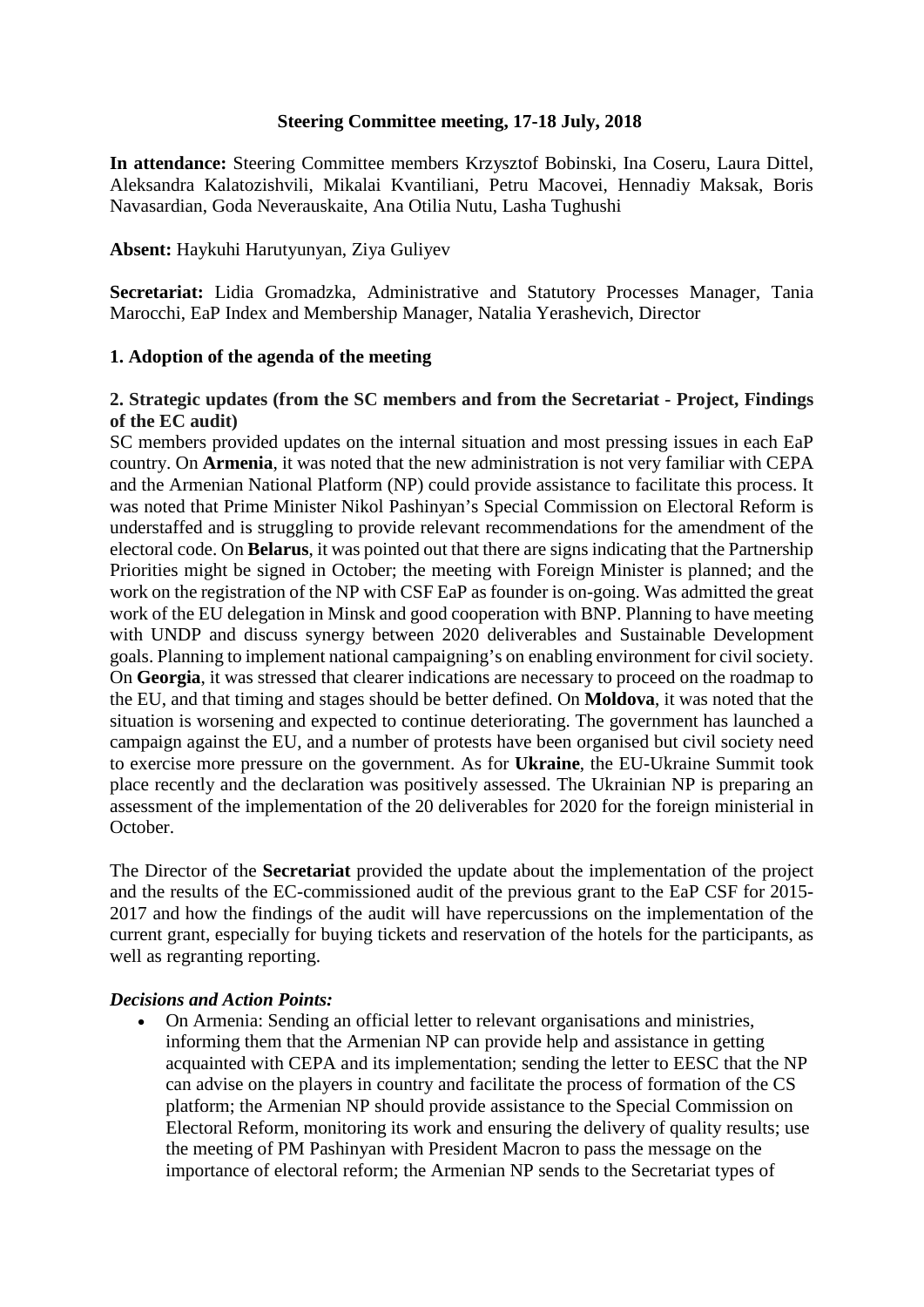**Steering Committee meeting, 17-18 July, 2018**

**In attendance:** Steering Committee members Krzysztof Bobinski, Ina Coseru, Laura Dittel, Aleksandra Kalatozishvili, Mikalai Kvantiliani, Petru Macovei, Hennadiy Maksak, Boris Navasardian, Goda Neverauskaite, Ana Otilia Nutu, Lasha Tughushi

**Absent:** Haykuhi Harutyunyan, Ziya Guliyev

**Secretariat:** Lidia Gromadzka, Administrative and Statutory Processes Manager, Tania Marocchi, EaP Index and Membership Manager, Natalia Yerashevich, Director

## 1. Adoption of the agenda of the meeting

## 2. Strategic updates (from the SC members and from the Secretariat - Project, Findings of the EC audit)

SC members provided updates on the internal situation and most pressing issues in each EaP country. On **Armenia**, it was noted that the new administration is not very familiar with CEPA and the Armenian National Platform (NP) could provide assistance to facilitate this process. It was noted that Prime Minister Nikol Pashinyan's Special Commission on Electoral Reform is understaffed and is struggling to provide relevant recommendations for the amendment of the electoral code. On **Belarus**, it was pointed out that there are signs indicating that the Partnership Priorities might be signed in October; the meeting with Foreign Minister is planned; and the work on the registration of the NP with CSF EaP as founder is on-going. Was admitted the great work of the EU delegation in Minsk and good cooperation with BNP. Planning to have meeting with UNDP and discuss synergy between 2020 deliverables and Sustainable Development goals. Planning to implement national campaigning's on enabling environment for civil society. On **Georgia**, it was stressed that clearer indications are necessary to proceed on the roadmap to the EU, and that timing and stages should be better defined. On **Moldova**, it was noted that the situation is worsening and expected to continue deteriorating. The government has launched a campaign against the EU, and a number of protests have been organised but civil society need to exercise more pressure on the government. As for **Ukraine**, the EU-Ukraine Summit took place recently and the declaration was positively assessed. The Ukrainian NP is preparing an assessment of the implementation of the 20 deliverables for 2020 for the foreign ministerial in October.

The Director of the **Secretariat** provided the update about the implementation of the project and the results of the EC-commissioned audit of the previous grant to the EaP CSF for 2015-2017 and how the findings of the audit will have repercussions on the implementation of the current grant, especially for buying tickets and reservation of the hotels for the participants, as well as regranting reporting.

***Decisions and Action Points:***

- On Armenia: Sending an official letter to relevant organisations and ministries, informing them that the Armenian NP can provide help and assistance in getting acquainted with CEPA and its implementation; sending the letter to EESC that the NP can advise on the players in country and facilitate the process of formation of the CS platform; the Armenian NP should provide assistance to the Special Commission on Electoral Reform, monitoring its work and ensuring the delivery of quality results; use the meeting of PM Pashinyan with President Macron to pass the message on the importance of electoral reform; the Armenian NP sends to the Secretariat types of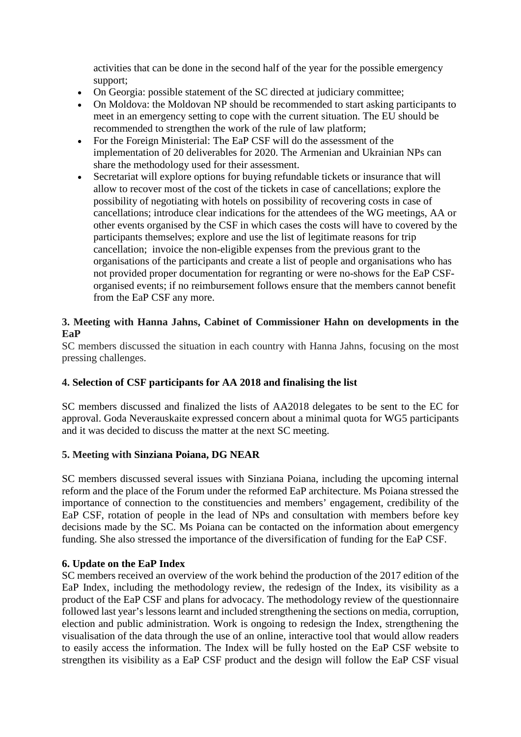activities that can be done in the second half of the year for the possible emergency support;

- On Georgia: possible statement of the SC directed at judiciary committee;
- On Moldova: the Moldovan NP should be recommended to start asking participants to meet in an emergency setting to cope with the current situation. The EU should be recommended to strengthen the work of the rule of law platform;
- For the Foreign Ministerial: The EaP CSF will do the assessment of the implementation of 20 deliverables for 2020. The Armenian and Ukrainian NPs can share the methodology used for their assessment.
- Secretariat will explore options for buying refundable tickets or insurance that will allow to recover most of the cost of the tickets in case of cancellations; explore the possibility of negotiating with hotels on possibility of recovering costs in case of cancellations; introduce clear indications for the attendees of the WG meetings, AA or other events organised by the CSF in which cases the costs will have to covered by the participants themselves; explore and use the list of legitimate reasons for trip cancellation; invoice the non-eligible expenses from the previous grant to the organisations of the participants and create a list of people and organisations who has not provided proper documentation for regranting or were no-shows for the EaP CSF-organised events; if no reimbursement follows ensure that the members cannot benefit from the EaP CSF any more.

**3. Meeting with Hanna Jahns, Cabinet of Commissioner Hahn on developments in the EaP**

SC members discussed the situation in each country with Hanna Jahns, focusing on the most pressing challenges.

**4. Selection of CSF participants for AA 2018 and finalising the list**

SC members discussed and finalized the lists of AA2018 delegates to be sent to the EC for approval. Goda Neverauskaite expressed concern about a minimal quota for WG5 participants and it was decided to discuss the matter at the next SC meeting.

**5. Meeting with Sinziana Poiana, DG NEAR**

SC members discussed several issues with Sinziana Poiana, including the upcoming internal reform and the place of the Forum under the reformed EaP architecture. Ms Poiana stressed the importance of connection to the constituencies and members' engagement, credibility of the EaP CSF, rotation of people in the lead of NPs and consultation with members before key decisions made by the SC. Ms Poiana can be contacted on the information about emergency funding. She also stressed the importance of the diversification of funding for the EaP CSF.

**6. Update on the EaP Index**

SC members received an overview of the work behind the production of the 2017 edition of the EaP Index, including the methodology review, the redesign of the Index, its visibility as a product of the EaP CSF and plans for advocacy. The methodology review of the questionnaire followed last year's lessons learnt and included strengthening the sections on media, corruption, election and public administration. Work is ongoing to redesign the Index, strengthening the visualisation of the data through the use of an online, interactive tool that would allow readers to easily access the information. The Index will be fully hosted on the EaP CSF website to strengthen its visibility as a EaP CSF product and the design will follow the EaP CSF visual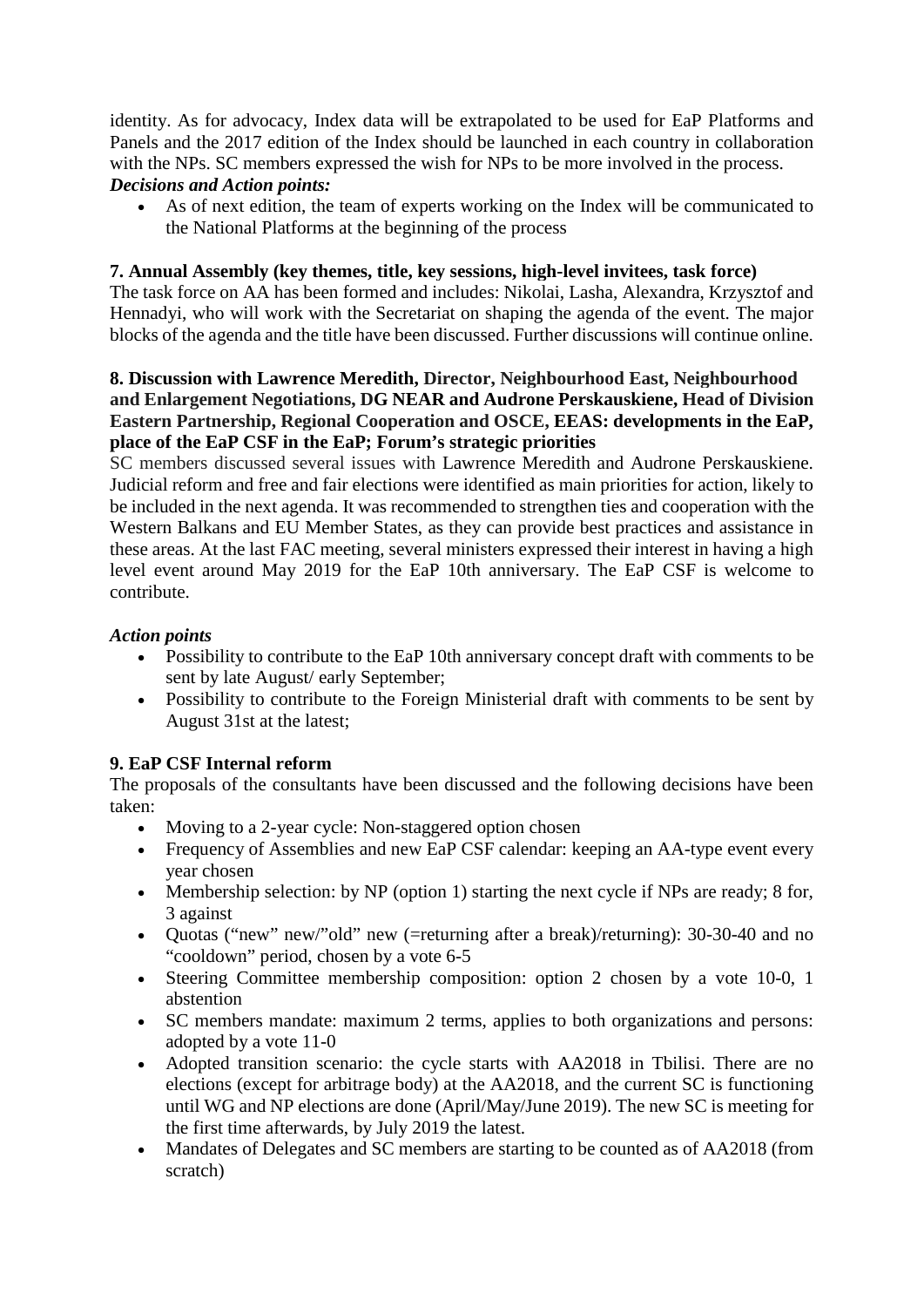identity. As for advocacy, Index data will be extrapolated to be used for EaP Platforms and Panels and the 2017 edition of the Index should be launched in each country in collaboration with the NPs. SC members expressed the wish for NPs to be more involved in the process.

***Decisions and Action points:***

- As of next edition, the team of experts working on the Index will be communicated to the National Platforms at the beginning of the process

**7. Annual Assembly (key themes, title, key sessions, high-level invitees, task force)**

The task force on AA has been formed and includes: Nikolai, Lasha, Alexandra, Krzysztof and Hennadyi, who will work with the Secretariat on shaping the agenda of the event. The major blocks of the agenda and the title have been discussed. Further discussions will continue online.

**8. Discussion with Lawrence Meredith, Director, Neighbourhood East, Neighbourhood and Enlargement Negotiations, DG NEAR and Audrone Perskauskiene, Head of Division Eastern Partnership, Regional Cooperation and OSCE, EEAS: developments in the EaP, place of the EaP CSF in the EaP; Forum's strategic priorities**

SC members discussed several issues with Lawrence Meredith and Audrone Perskauskiene. Judicial reform and free and fair elections were identified as main priorities for action, likely to be included in the next agenda. It was recommended to strengthen ties and cooperation with the Western Balkans and EU Member States, as they can provide best practices and assistance in these areas. At the last FAC meeting, several ministers expressed their interest in having a high level event around May 2019 for the EaP 10th anniversary. The EaP CSF is welcome to contribute.

***Action points***

- Possibility to contribute to the EaP 10th anniversary concept draft with comments to be sent by late August/ early September;
- Possibility to contribute to the Foreign Ministerial draft with comments to be sent by August 31st at the latest;

**9. EaP CSF Internal reform**

The proposals of the consultants have been discussed and the following decisions have been taken:

- Moving to a 2-year cycle: Non-staggered option chosen
- Frequency of Assemblies and new EaP CSF calendar: keeping an AA-type event every year chosen
- Membership selection: by NP (option 1) starting the next cycle if NPs are ready; 8 for, 3 against
- Quotas ("new" new/"old" new (=returning after a break)/returning): 30-30-40 and no "cooldown" period, chosen by a vote 6-5
- Steering Committee membership composition: option 2 chosen by a vote 10-0, 1 abstention
- SC members mandate: maximum 2 terms, applies to both organizations and persons: adopted by a vote 11-0
- Adopted transition scenario: the cycle starts with AA2018 in Tbilisi. There are no elections (except for arbitrage body) at the AA2018, and the current SC is functioning until WG and NP elections are done (April/May/June 2019). The new SC is meeting for the first time afterwards, by July 2019 the latest.
- Mandates of Delegates and SC members are starting to be counted as of AA2018 (from scratch)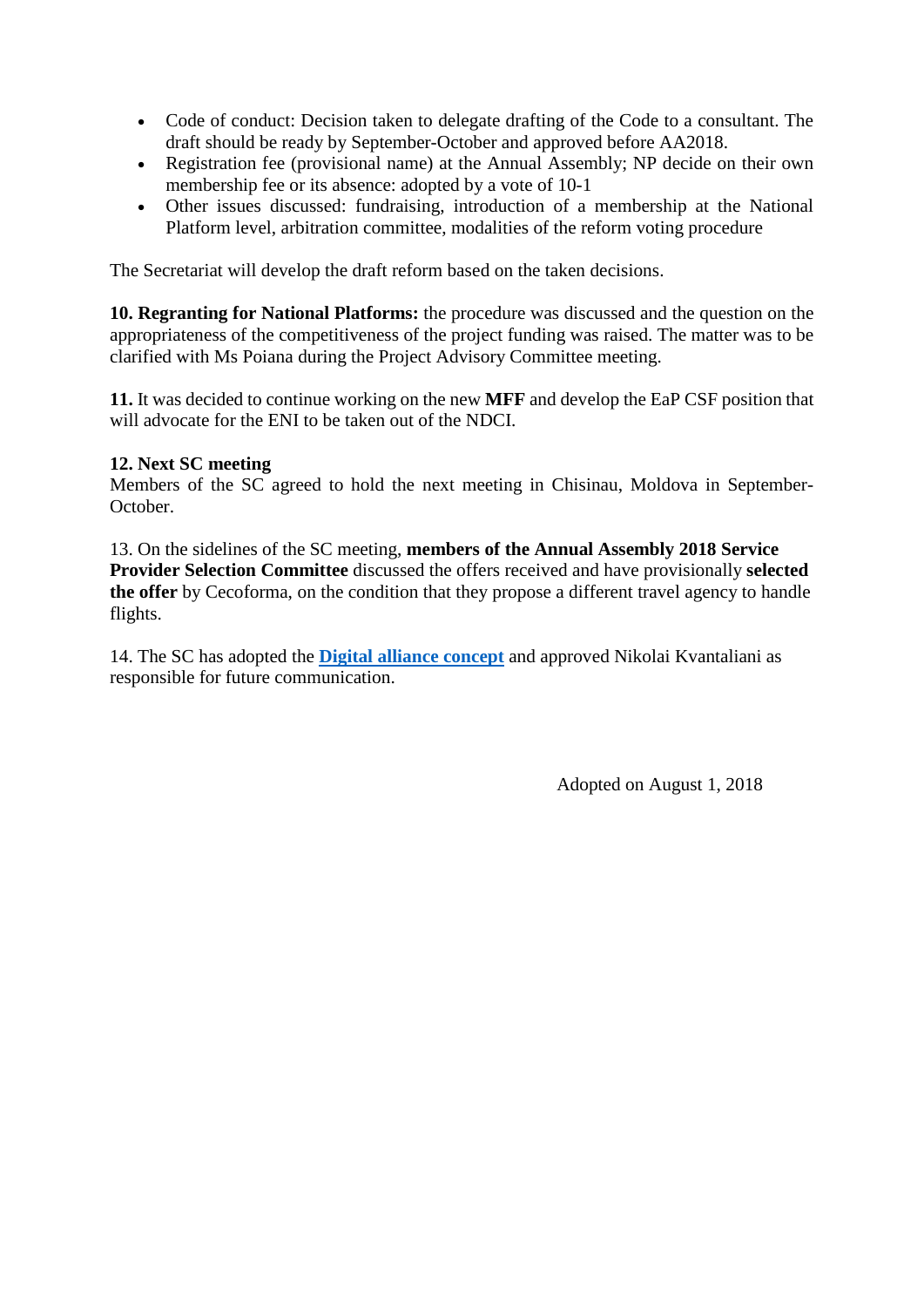- Code of conduct: Decision taken to delegate drafting of the Code to a consultant. The draft should be ready by September-October and approved before AA2018.
- Registration fee (provisional name) at the Annual Assembly; NP decide on their own membership fee or its absence: adopted by a vote of 10-1
- Other issues discussed: fundraising, introduction of a membership at the National Platform level, arbitration committee, modalities of the reform voting procedure

The Secretariat will develop the draft reform based on the taken decisions.

**10. Regranting for National Platforms:** the procedure was discussed and the question on the appropriateness of the competitiveness of the project funding was raised. The matter was to be clarified with Ms Poiana during the Project Advisory Committee meeting.

**11.** It was decided to continue working on the new **MFF** and develop the EaP CSF position that will advocate for the ENI to be taken out of the NDCI.

**12. Next SC meeting**
Members of the SC agreed to hold the next meeting in Chisinau, Moldova in September-October.

13. On the sidelines of the SC meeting, **members of the Annual Assembly 2018 Service Provider Selection Committee** discussed the offers received and have provisionally **selected the offer** by Cecoforma, on the condition that they propose a different travel agency to handle flights.

14. The SC has adopted the **Digital alliance concept** and approved Nikolai Kvantaliani as responsible for future communication.

Adopted on August 1, 2018